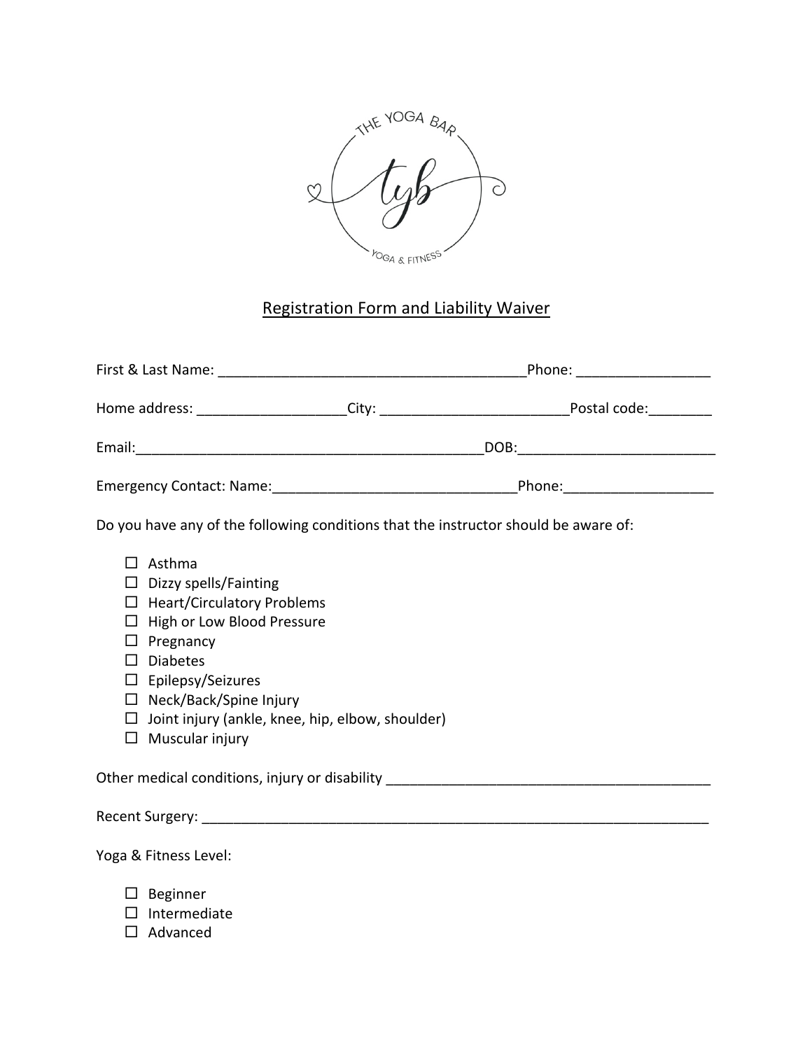THE YOGA BAR

tyb

YOGA & FITNESS

## Registration Form and Liability Waiver

First & Last Name: _______________________________________Phone: ________________

Home address: ___________________City: ________________________Postal code:________

Email:_____________________________________________DOB:_________________________

Emergency Contact: Name:_______________________________Phone:___________________

Do you have any of the following conditions that the instructor should be aware of:

- ☐ Asthma
- ☐ Dizzy spells/Fainting
- ☐ Heart/Circulatory Problems
- ☐ High or Low Blood Pressure
- ☐ Pregnancy
- ☐ Diabetes
- ☐ Epilepsy/Seizures
- ☐ Neck/Back/Spine Injury
- ☐ Joint injury (ankle, knee, hip, elbow, shoulder)
- ☐ Muscular injury

Other medical conditions, injury or disability _________________________________________

Recent Surgery: ____________________________________________________________________

Yoga & Fitness Level:

- ☐ Beginner
- ☐ Intermediate
- ☐ Advanced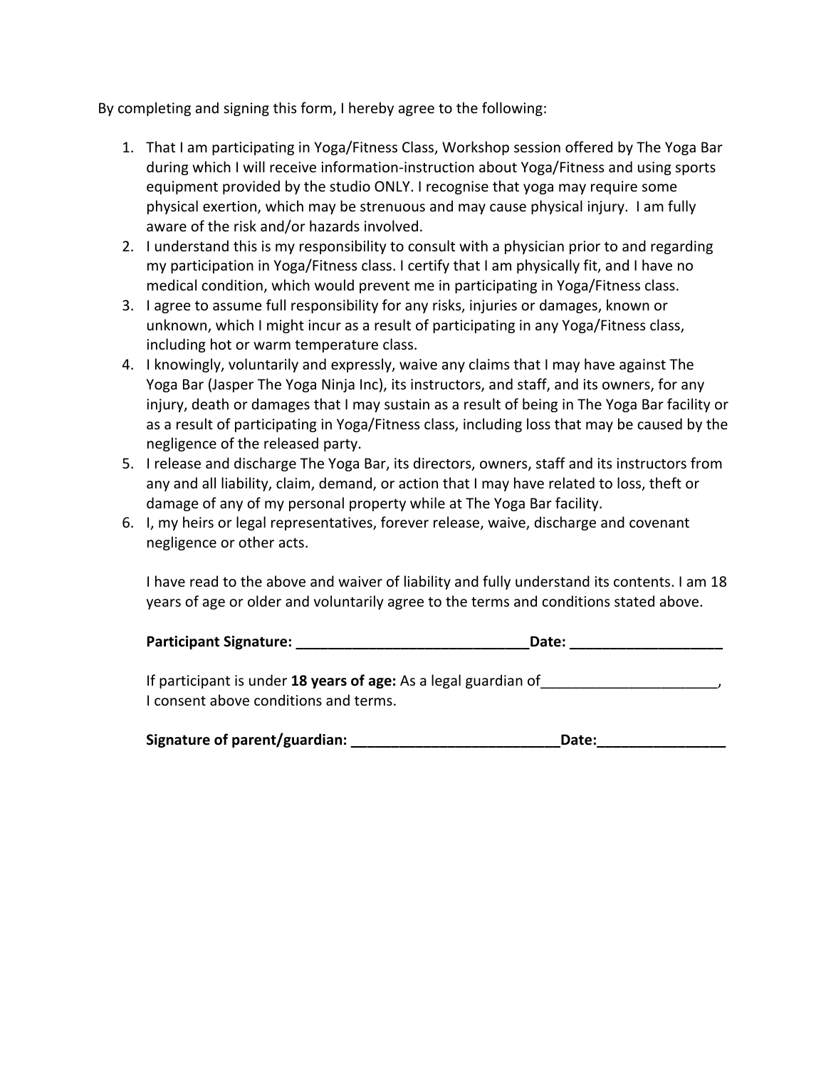By completing and signing this form, I hereby agree to the following:

1. That I am participating in Yoga/Fitness Class, Workshop session offered by The Yoga Bar during which I will receive information-instruction about Yoga/Fitness and using sports equipment provided by the studio ONLY. I recognise that yoga may require some physical exertion, which may be strenuous and may cause physical injury. I am fully aware of the risk and/or hazards involved.
2. I understand this is my responsibility to consult with a physician prior to and regarding my participation in Yoga/Fitness class. I certify that I am physically fit, and I have no medical condition, which would prevent me in participating in Yoga/Fitness class.
3. I agree to assume full responsibility for any risks, injuries or damages, known or unknown, which I might incur as a result of participating in any Yoga/Fitness class, including hot or warm temperature class.
4. I knowingly, voluntarily and expressly, waive any claims that I may have against The Yoga Bar (Jasper The Yoga Ninja Inc), its instructors, and staff, and its owners, for any injury, death or damages that I may sustain as a result of being in The Yoga Bar facility or as a result of participating in Yoga/Fitness class, including loss that may be caused by the negligence of the released party.
5. I release and discharge The Yoga Bar, its directors, owners, staff and its instructors from any and all liability, claim, demand, or action that I may have related to loss, theft or damage of any of my personal property while at The Yoga Bar facility.
6. I, my heirs or legal representatives, forever release, waive, discharge and covenant negligence or other acts.

   I have read to the above and waiver of liability and fully understand its contents. I am 18 years of age or older and voluntarily agree to the terms and conditions stated above.

   **Participant Signature: ______________________________Date: ___________________**

   If participant is under **18 years of age:** As a legal guardian of_____________________, I consent above conditions and terms.

   **Signature of parent/guardian: __________________________Date:________________**